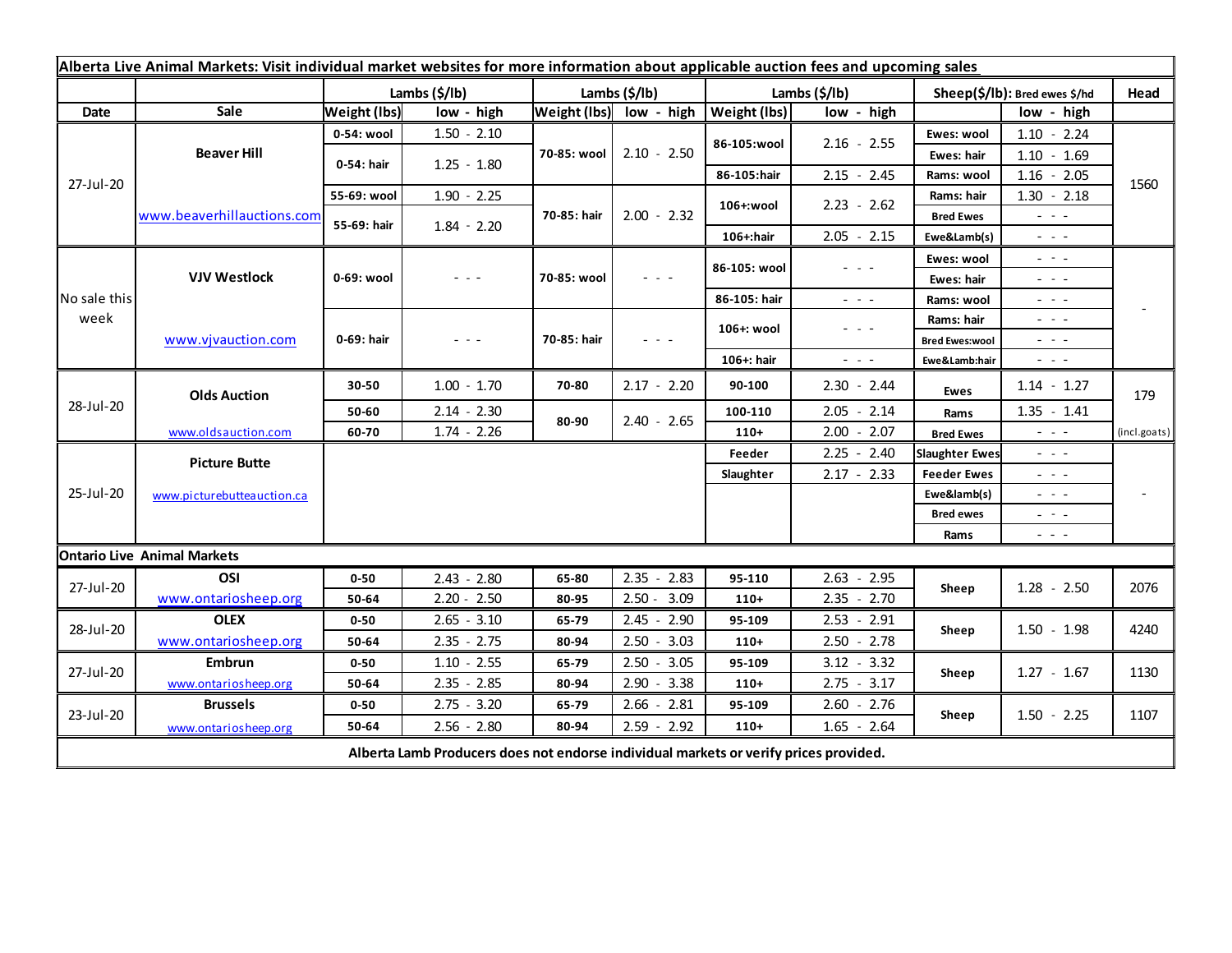**Alberta Live Animal Markets: Visit individual market websites for more information about applicable auction fees and upcoming sales**

| Date | Sale | Lambs ($/lb) Weight (lbs) | low - high | Lambs ($/lb) Weight (lbs) | low - high | Lambs ($/lb) Weight (lbs) | low - high | Sheep($/lb): Bred ewes $/hd | low - high | Head |
|---|---|---|---|---|---|---|---|---|---|---|
| 27-Jul-20 | Beaver Hill | 0-54: wool | 1.50 - 2.10 | 70-85: wool | 2.10 - 2.50 | 86-105:wool | 2.16 - 2.55 | Ewes: wool | 1.10 - 2.24 | 1560 |
| | www.beaverhillauctions.com | 0-54: hair | 1.25 - 1.80 | | | | | Ewes: hair | 1.10 - 1.69 | |
| | | | | | | 86-105:hair | 2.15 - 2.45 | Rams: wool | 1.16 - 2.05 | |
| | | 55-69: wool | 1.90 - 2.25 | 70-85: hair | 2.00 - 2.32 | 106+:wool | 2.23 - 2.62 | Rams: hair | 1.30 - 2.18 | |
| | | 55-69: hair | 1.84 - 2.20 | | | | | Bred Ewes | - - - | |
| | | | | | | 106+:hair | 2.05 - 2.15 | Ewe&Lamb(s) | - - - | |
| No sale this week | VJV Westlock | 0-69: wool | - - - | 70-85: wool | - - - | 86-105: wool | - - - | Ewes: wool | - - - | - |
| | | | | | | | | Ewes: hair | - - - | |
| | | | | | | 86-105: hair | - - - | Rams: wool | - - - | |
| | www.vjvauction.com | 0-69: hair | - - - | 70-85: hair | - - - | 106+: wool | - - - | Rams: hair | - - - | |
| | | | | | | | | Bred Ewes:wool | - - - | |
| | | | | | | 106+: hair | - - - | Ewe&Lamb:hair | - - - | |
| 28-Jul-20 | Olds Auction | 30-50 | 1.00 - 1.70 | 70-80 | 2.17 - 2.20 | 90-100 | 2.30 - 2.44 | Ewes | 1.14 - 1.27 | 179 |
| | | 50-60 | 2.14 - 2.30 | 80-90 | 2.40 - 2.65 | 100-110 | 2.05 - 2.14 | Rams | 1.35 - 1.41 | |
| | www.oldsauction.com | 60-70 | 1.74 - 2.26 | | | 110+ | 2.00 - 2.07 | Bred Ewes | - - - | (incl.goats) |
| 25-Jul-20 | Picture Butte | | | | | Feeder | 2.25 - 2.40 | Slaughter Ewes | - - - | - |
| | www.picturebutteauction.ca | | | | | Slaughter | 2.17 - 2.33 | Feeder Ewes | - - - | |
| | | | | | | | | Ewe&lamb(s) | - - - | |
| | | | | | | | | Bred ewes | - - - | |
| | | | | | | | | Rams | - - - | |

**Ontario Live Animal Markets**

| Date | Sale | Weight (lbs) | low - high | Weight (lbs) | low - high | Weight (lbs) | low - high | | low - high | Head |
|---|---|---|---|---|---|---|---|---|---|---|
| 27-Jul-20 | OSI | 0-50 | 2.43 - 2.80 | 65-80 | 2.35 - 2.83 | 95-110 | 2.63 - 2.95 | Sheep | 1.28 - 2.50 | 2076 |
| | www.ontariosheep.org | 50-64 | 2.20 - 2.50 | 80-95 | 2.50 - 3.09 | 110+ | 2.35 - 2.70 | | | |
| 28-Jul-20 | OLEX | 0-50 | 2.65 - 3.10 | 65-79 | 2.45 - 2.90 | 95-109 | 2.53 - 2.91 | Sheep | 1.50 - 1.98 | 4240 |
| | www.ontariosheep.org | 50-64 | 2.35 - 2.75 | 80-94 | 2.50 - 3.03 | 110+ | 2.50 - 2.78 | | | |
| 27-Jul-20 | Embrun | 0-50 | 1.10 - 2.55 | 65-79 | 2.50 - 3.05 | 95-109 | 3.12 - 3.32 | Sheep | 1.27 - 1.67 | 1130 |
| | www.ontariosheep.org | 50-64 | 2.35 - 2.85 | 80-94 | 2.90 - 3.38 | 110+ | 2.75 - 3.17 | | | |
| 23-Jul-20 | Brussels | 0-50 | 2.75 - 3.20 | 65-79 | 2.66 - 2.81 | 95-109 | 2.60 - 2.76 | Sheep | 1.50 - 2.25 | 1107 |
| | www.ontariosheep.org | 50-64 | 2.56 - 2.80 | 80-94 | 2.59 - 2.92 | 110+ | 1.65 - 2.64 | | | |

**Alberta Lamb Producers does not endorse individual markets or verify prices provided.**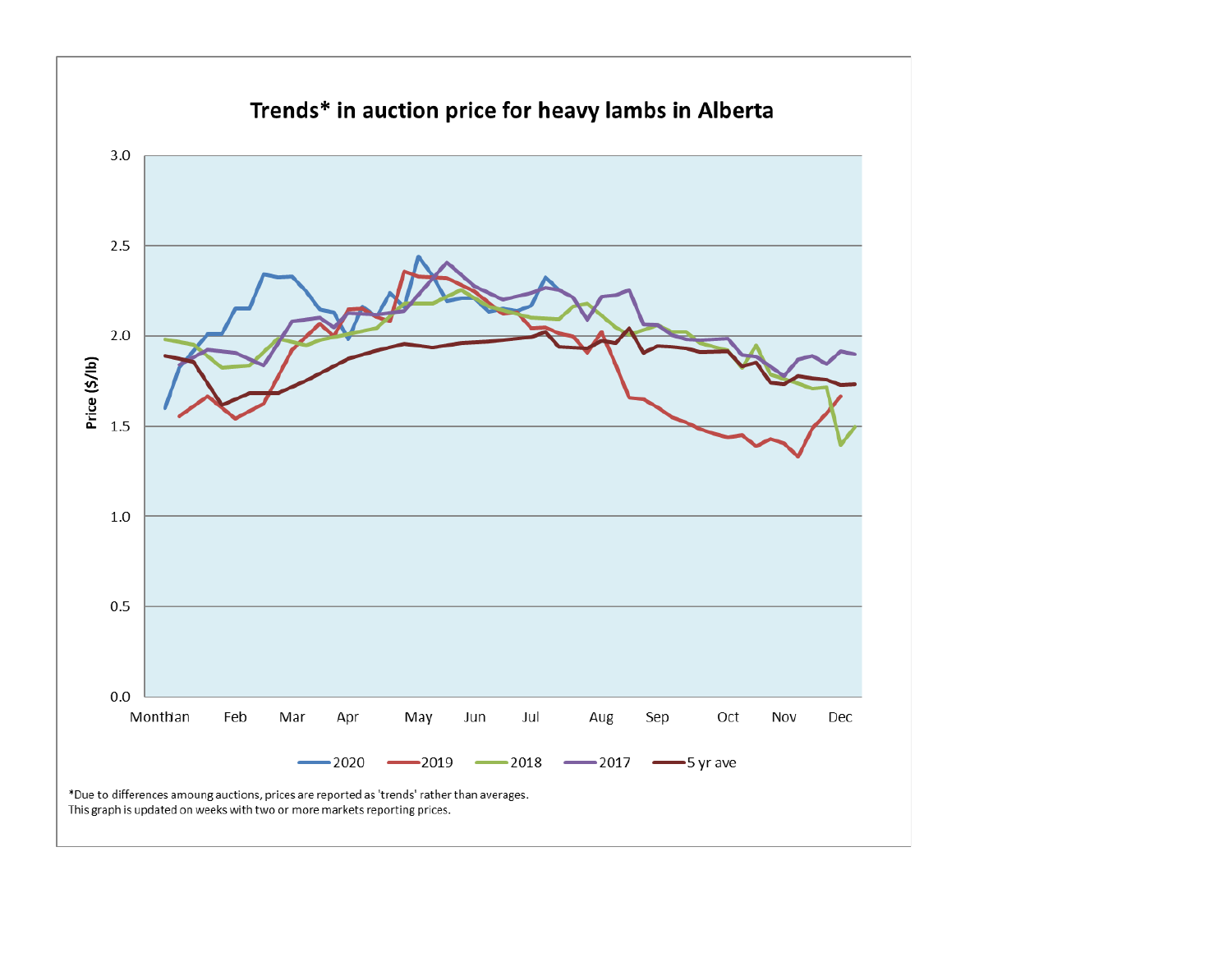## Trends* in auction price for heavy lambs in Alberta

Price ($/lb)

3.0
2.5
2.0
1.5
1.0
0.5
0.0

MonthJan Feb Mar Apr May Jun Jul Aug Sep Oct Nov Dec

2020 2019 2018 2017 5 yr ave

*Due to differences amoung auctions, prices are reported as 'trends' rather than averages.
This graph is updated on weeks with two or more markets reporting prices.